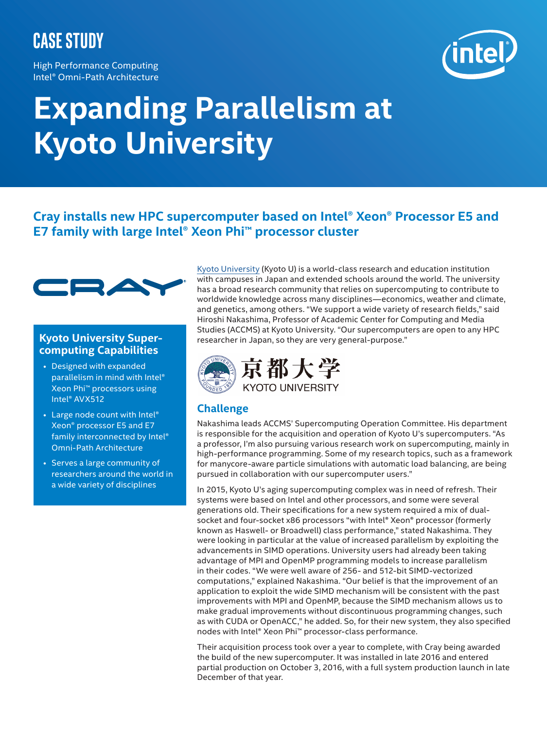CASE STUDY

High Performance Computing
Intel® Omni-Path Architecture

# Expanding Parallelism at Kyoto University

## Cray installs new HPC supercomputer based on Intel® Xeon® Processor E5 and E7 family with large Intel® Xeon Phi™ processor cluster

### Kyoto University Supercomputing Capabilities

- Designed with expanded parallelism in mind with Intel® Xeon Phi™ processors using Intel® AVX512
- Large node count with Intel® Xeon® processor E5 and E7 family interconnected by Intel® Omni-Path Architecture
- Serves a large community of researchers around the world in a wide variety of disciplines

Kyoto University (Kyoto U) is a world-class research and education institution with campuses in Japan and extended schools around the world. The university has a broad research community that relies on supercomputing to contribute to worldwide knowledge across many disciplines—economics, weather and climate, and genetics, among others. "We support a wide variety of research fields," said Hiroshi Nakashima, Professor of Academic Center for Computing and Media Studies (ACCMS) at Kyoto University. "Our supercomputers are open to any HPC researcher in Japan, so they are very general-purpose."

京都大学 KYOTO UNIVERSITY

## Challenge

Nakashima leads ACCMS' Supercomputing Operation Committee. His department is responsible for the acquisition and operation of Kyoto U's supercomputers. "As a professor, I'm also pursuing various research work on supercomputing, mainly in high-performance programming. Some of my research topics, such as a framework for manycore-aware particle simulations with automatic load balancing, are being pursued in collaboration with our supercomputer users."

In 2015, Kyoto U's aging supercomputing complex was in need of refresh. Their systems were based on Intel and other processors, and some were several generations old. Their specifications for a new system required a mix of dual-socket and four-socket x86 processors "with Intel® Xeon® processor (formerly known as Haswell- or Broadwell) class performance," stated Nakashima. They were looking in particular at the value of increased parallelism by exploiting the advancements in SIMD operations. University users had already been taking advantage of MPI and OpenMP programming models to increase parallelism in their codes. "We were well aware of 256- and 512-bit SIMD-vectorized computations," explained Nakashima. "Our belief is that the improvement of an application to exploit the wide SIMD mechanism will be consistent with the past improvements with MPI and OpenMP, because the SIMD mechanism allows us to make gradual improvements without discontinuous programming changes, such as with CUDA or OpenACC," he added. So, for their new system, they also specified nodes with Intel® Xeon Phi™ processor-class performance.

Their acquisition process took over a year to complete, with Cray being awarded the build of the new supercomputer. It was installed in late 2016 and entered partial production on October 3, 2016, with a full system production launch in late December of that year.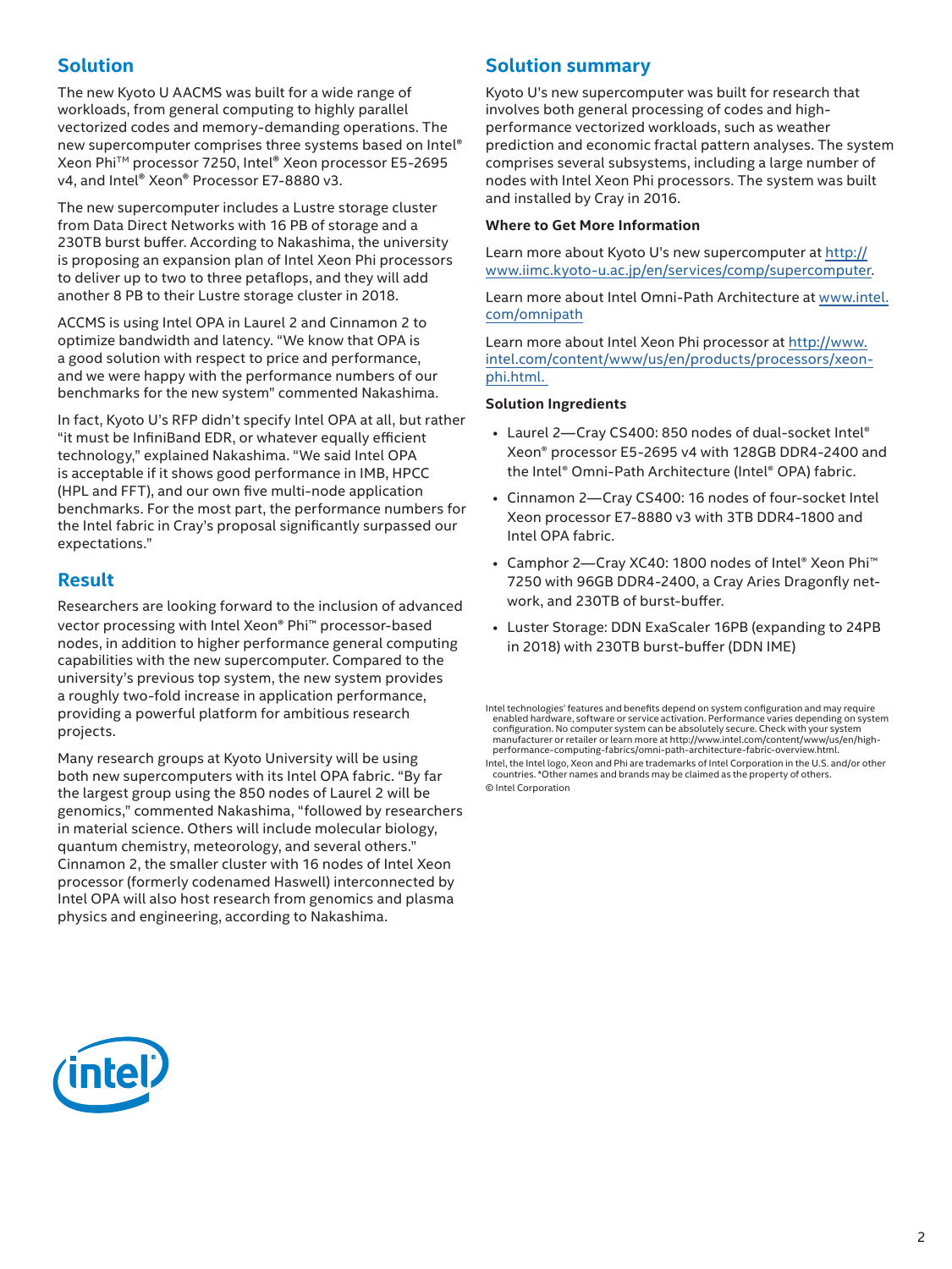## Solution

The new Kyoto U AACMS was built for a wide range of workloads, from general computing to highly parallel vectorized codes and memory-demanding operations. The new supercomputer comprises three systems based on Intel® Xeon Phi™ processor 7250, Intel® Xeon processor E5-2695 v4, and Intel® Xeon® Processor E7-8880 v3.

The new supercomputer includes a Lustre storage cluster from Data Direct Networks with 16 PB of storage and a 230TB burst buffer. According to Nakashima, the university is proposing an expansion plan of Intel Xeon Phi processors to deliver up to two to three petaflops, and they will add another 8 PB to their Lustre storage cluster in 2018.

ACCMS is using Intel OPA in Laurel 2 and Cinnamon 2 to optimize bandwidth and latency. "We know that OPA is a good solution with respect to price and performance, and we were happy with the performance numbers of our benchmarks for the new system" commented Nakashima.

In fact, Kyoto U's RFP didn't specify Intel OPA at all, but rather "it must be InfiniBand EDR, or whatever equally efficient technology," explained Nakashima. "We said Intel OPA is acceptable if it shows good performance in IMB, HPCC (HPL and FFT), and our own five multi-node application benchmarks. For the most part, the performance numbers for the Intel fabric in Cray's proposal significantly surpassed our expectations."

## Result

Researchers are looking forward to the inclusion of advanced vector processing with Intel® Xeon® Phi™ processor-based nodes, in addition to higher performance general computing capabilities with the new supercomputer. Compared to the university's previous top system, the new system provides a roughly two-fold increase in application performance, providing a powerful platform for ambitious research projects.

Many research groups at Kyoto University will be using both new supercomputers with its Intel OPA fabric. "By far the largest group using the 850 nodes of Laurel 2 will be genomics," commented Nakashima, "followed by researchers in material science. Others will include molecular biology, quantum chemistry, meteorology, and several others." Cinnamon 2, the smaller cluster with 16 nodes of Intel Xeon processor (formerly codenamed Haswell) interconnected by Intel OPA will also host research from genomics and plasma physics and engineering, according to Nakashima.

## Solution summary

Kyoto U's new supercomputer was built for research that involves both general processing of codes and high-performance vectorized workloads, such as weather prediction and economic fractal pattern analyses. The system comprises several subsystems, including a large number of nodes with Intel Xeon Phi processors. The system was built and installed by Cray in 2016.

**Where to Get More Information**

Learn more about Kyoto U's new supercomputer at http://www.iimc.kyoto-u.ac.jp/en/services/comp/supercomputer.

Learn more about Intel Omni-Path Architecture at www.intel.com/omnipath

Learn more about Intel Xeon Phi processor at http://www.intel.com/content/www/us/en/products/processors/xeon-phi.html.

**Solution Ingredients**

- Laurel 2—Cray CS400: 850 nodes of dual-socket Intel® Xeon® processor E5-2695 v4 with 128GB DDR4-2400 and the Intel® Omni-Path Architecture (Intel® OPA) fabric.
- Cinnamon 2—Cray CS400: 16 nodes of four-socket Intel Xeon processor E7-8880 v3 with 3TB DDR4-1800 and Intel OPA fabric.
- Camphor 2—Cray XC40: 1800 nodes of Intel® Xeon Phi™ 7250 with 96GB DDR4-2400, a Cray Aries Dragonfly network, and 230TB of burst-buffer.
- Luster Storage: DDN ExaScaler 16PB (expanding to 24PB in 2018) with 230TB burst-buffer (DDN IME)

Intel technologies' features and benefits depend on system configuration and may require enabled hardware, software or service activation. Performance varies depending on system configuration. No computer system can be absolutely secure. Check with your system manufacturer or retailer or learn more at http://www.intel.com/content/www/us/en/high-performance-computing-fabrics/omni-path-architecture-fabric-overview.html.

Intel, the Intel logo, Xeon and Phi are trademarks of Intel Corporation in the U.S. and/or other countries. *Other names and brands may be claimed as the property of others.

© Intel Corporation